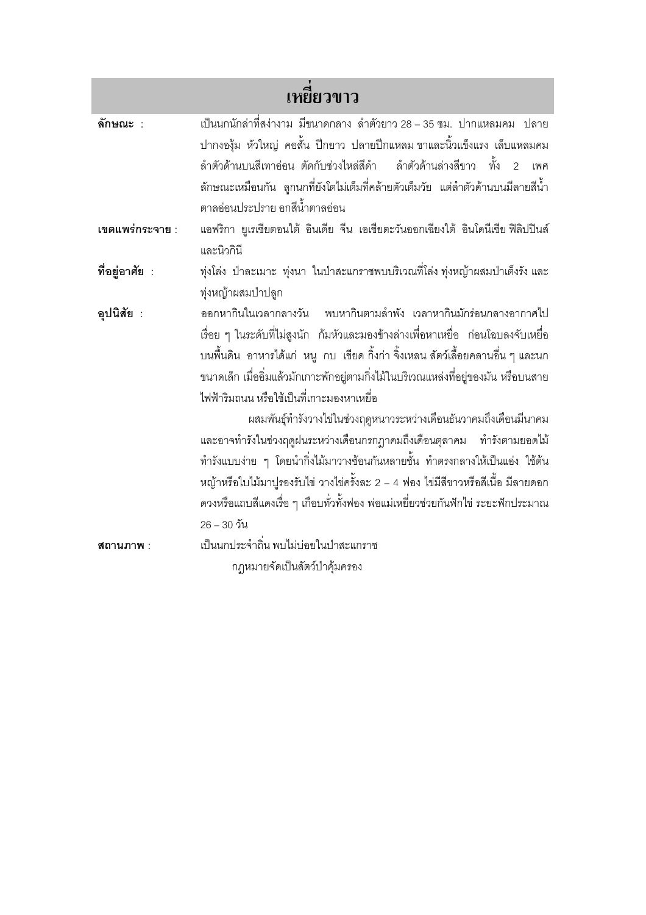# เหยี่ยวขาว

**ลักษณะ** : เป็นนกนักล่าที่สง่างาม มีขนาดกลาง ลำตัวยาว 28 – 35 ซม. ปากแหลมคม ปลายปากงองุ้ม หัวใหญ่ คอสั้น ปีกยาว ปลายปีกแหลม ขาและนิ้วแข็งแรง เล็บแหลมคม ลำตัวด้านบนสีเทาอ่อน ตัดกับช่วงไหล่สีดำ ลำตัวด้านล่างสีขาว ทั้ง 2 เพศลักษณะเหมือนกัน ลูกนกที่ยังโตไม่เต็มที่คล้ายตัวเต็มวัย แต่ลำตัวด้านบนมีลายสีน้ำตาลอ่อนประปราย อกสีน้ำตาลอ่อน

**เขตแพร่กระจาย** : แอฟริกา ยูเรเซียตอนใต้ อินเดีย จีน เอเชียตะวันออกเฉียงใต้ อินโดนีเซีย ฟิลิปปินส์ และนิวกินี

**ที่อยู่อาศัย** : ทุ่งโล่ง ป่าละเมาะ ทุ่งนา ในป่าสะแกราชพบบริเวณที่โล่ง ทุ่งหญ้าผสมป่าเต็งรัง และทุ่งหญ้าผสมป่าปลูก

**อุปนิสัย** : ออกหากินในเวลากลางวัน พบหากินตามลำพัง เวลาหากินมักร่อนกลางอากาศไปเรื่อย ๆ ในระดับที่ไม่สูงนัก ก้มหัวและมองข้างล่างเพื่อหาเหยื่อ ก่อนโฉบลงจับเหยื่อบนพื้นดิน อาหารได้แก่ หนู กบ เขียด กิ้งก่า จิ้งเหลน สัตว์เลื้อยคลานอื่น ๆ และนกขนาดเล็ก เมื่ออิ่มแล้วมักเกาะพักอยู่ตามกิ่งไม้ในบริเวณแหล่งที่อยู่ของมัน หรือบนสายไฟฟ้าริมถนน หรือใช้เป็นที่เกาะมองหาเหยื่อ

ผสมพันธุ์ทำรังวางไข่ในช่วงฤดูหนาวระหว่างเดือนธันวาคมถึงเดือนมีนาคม และอาจทำรังในช่วงฤดูฝนระหว่างเดือนกรกฎาคมถึงเดือนตุลาคม ทำรังตามยอดไม้ ทำรังแบบง่าย ๆ โดยนำกิ่งไม้มาวางซ้อนกันหลายชั้น ทำตรงกลางให้เป็นแอ่ง ใช้ต้นหญ้าหรือใบไม้มาปูรองรับไข่ วางไข่ครั้งละ 2 – 4 ฟอง ไข่มีสีขาวหรือสีเนื้อ มีลายดอกดวงหรือแถบสีแดงเรื่อ ๆ เกือบทั่วทั้งฟอง พ่อแม่เหยี่ยวช่วยกันฟักไข่ ระยะฟักประมาณ 26 – 30 วัน

**สถานภาพ** : เป็นนกประจำถิ่น พบไม่บ่อยในป่าสะแกราช

กฎหมายจัดเป็นสัตว์ป่าคุ้มครอง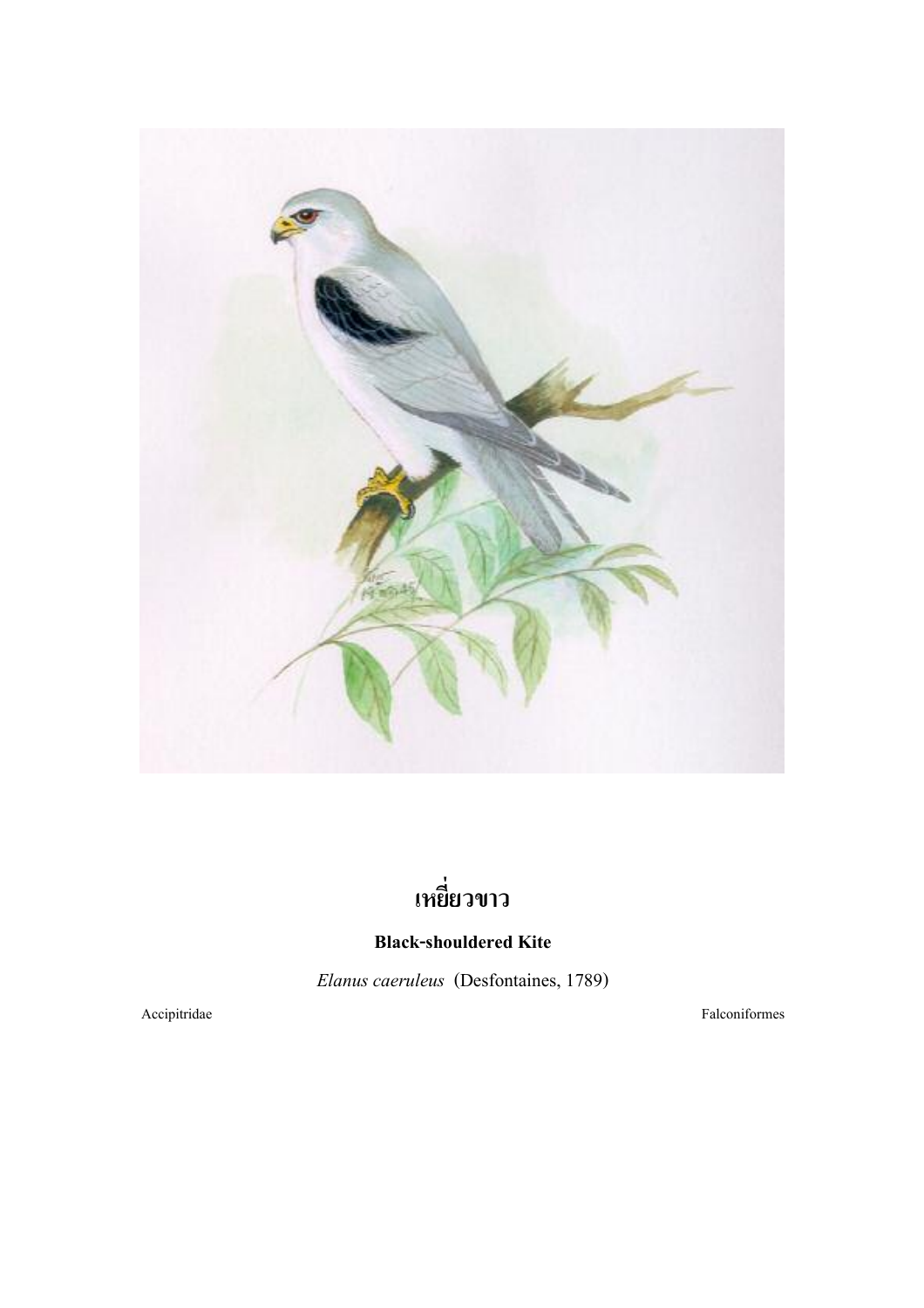# เหยี่ยวขาว

**Black-shouldered Kite**

*Elanus caeruleus* (Desfontaines, 1789)

Accipitridae

Falconiformes